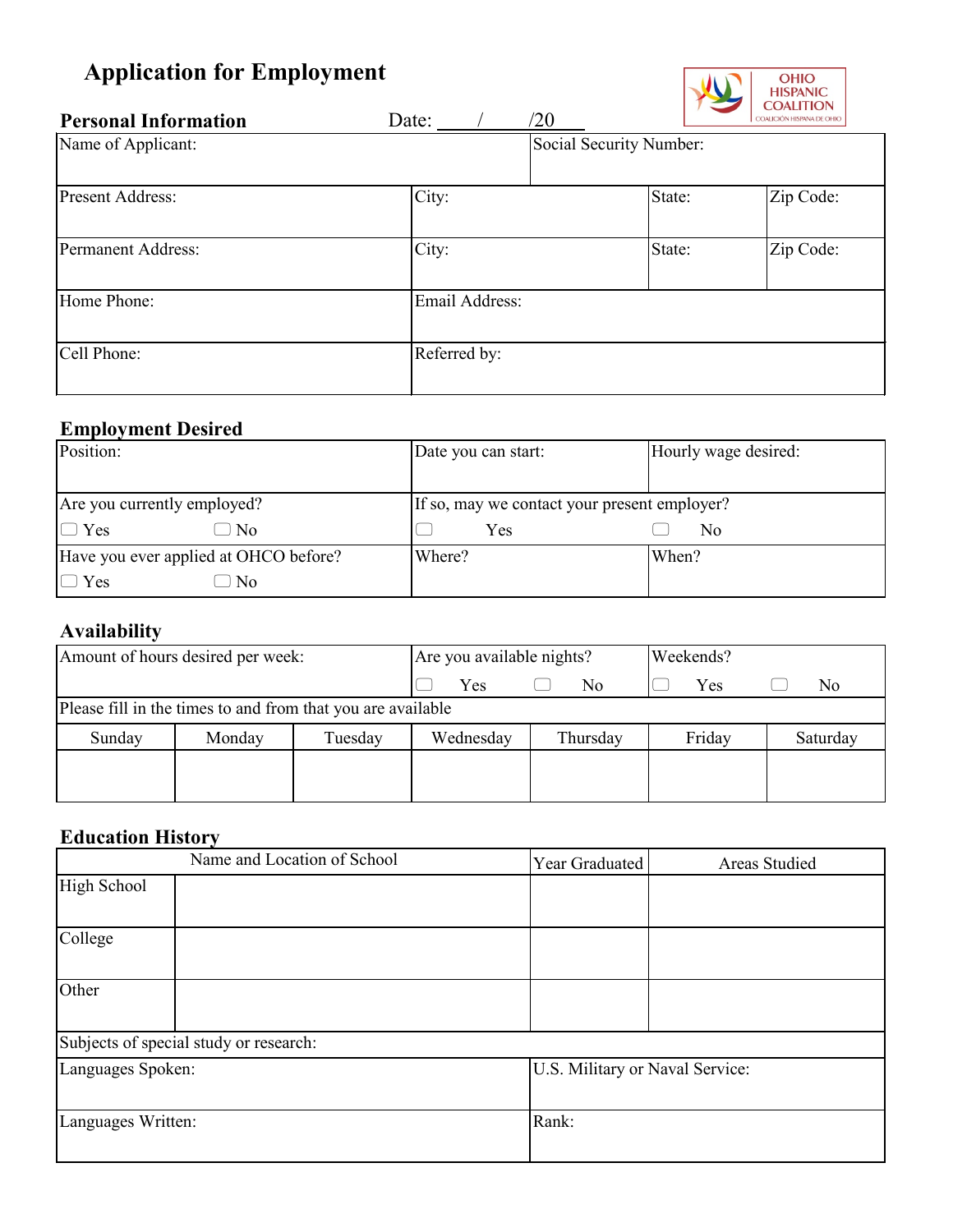# Application for Employment

OHIO HISPANIC COALITION
COALICIÓN HISPANA DE OHIO

## Personal Information

Date: ____/____/20____

| Name of Applicant: | | Social Security Number: | |
|---|---|---|---|
| Present Address: | City: | State: | Zip Code: |
| Permanent Address: | City: | State: | Zip Code: |
| Home Phone: | Email Address: | | |
| Cell Phone: | Referred by: | | |

## Employment Desired

| Position: | Date you can start: | Hourly wage desired: |
|---|---|---|
| Are you currently employed? ☐ Yes ☐ No | If so, may we contact your present employer? ☐ Yes | ☐ No |
| Have you ever applied at OHCO before? ☐ Yes ☐ No | Where? | When? |

## Availability

| Amount of hours desired per week: | | | Are you available nights? ☐ Yes ☐ No | | Weekends? ☐ Yes ☐ No | |
|---|---|---|---|---|---|---|
| Please fill in the times to and from that you are available | | | | | | |
| Sunday | Monday | Tuesday | Wednesday | Thursday | Friday | Saturday |
| | | | | | | |

## Education History

| | Name and Location of School | Year Graduated | Areas Studied |
|---|---|---|---|
| High School | | | |
| College | | | |
| Other | | | |
| Subjects of special study or research: | | | |

| Languages Spoken: | U.S. Military or Naval Service: |
|---|---|
| Languages Written: | Rank: |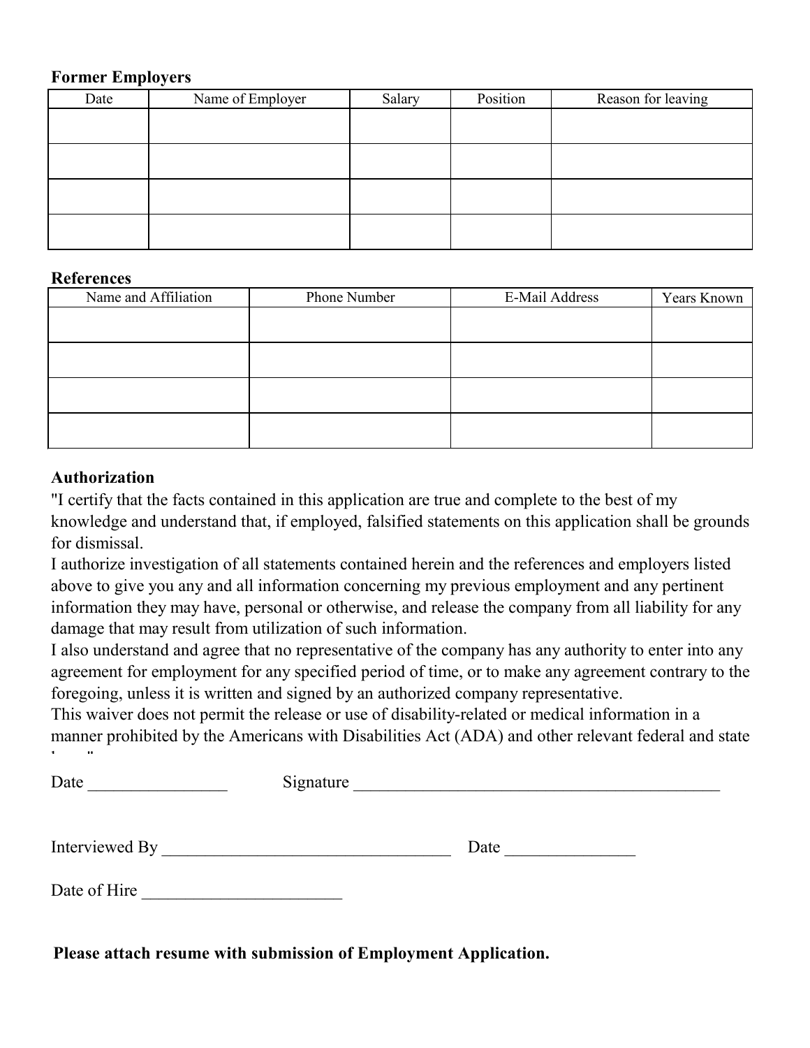**Former Employers**

| Date | Name of Employer | Salary | Position | Reason for leaving |
|---|---|---|---|---|
| | | | | |
| | | | | |
| | | | | |
| | | | | |

**References**

| Name and Affiliation | Phone Number | E-Mail Address | Years Known |
|---|---|---|---|
| | | | |
| | | | |
| | | | |
| | | | |

**Authorization**

"I certify that the facts contained in this application are true and complete to the best of my knowledge and understand that, if employed, falsified statements on this application shall be grounds for dismissal.

I authorize investigation of all statements contained herein and the references and employers listed above to give you any and all information concerning my previous employment and any pertinent information they may have, personal or otherwise, and release the company from all liability for any damage that may result from utilization of such information.

I also understand and agree that no representative of the company has any authority to enter into any agreement for employment for any specified period of time, or to make any agreement contrary to the foregoing, unless it is written and signed by an authorized company representative.

This waiver does not permit the release or use of disability-related or medical information in a manner prohibited by the Americans with Disabilities Act (ADA) and other relevant federal and state laws."

Date ________________ Signature ___________________________________________

Interviewed By _________________________________ Date _______________

Date of Hire _______________________

**Please attach resume with submission of Employment Application.**